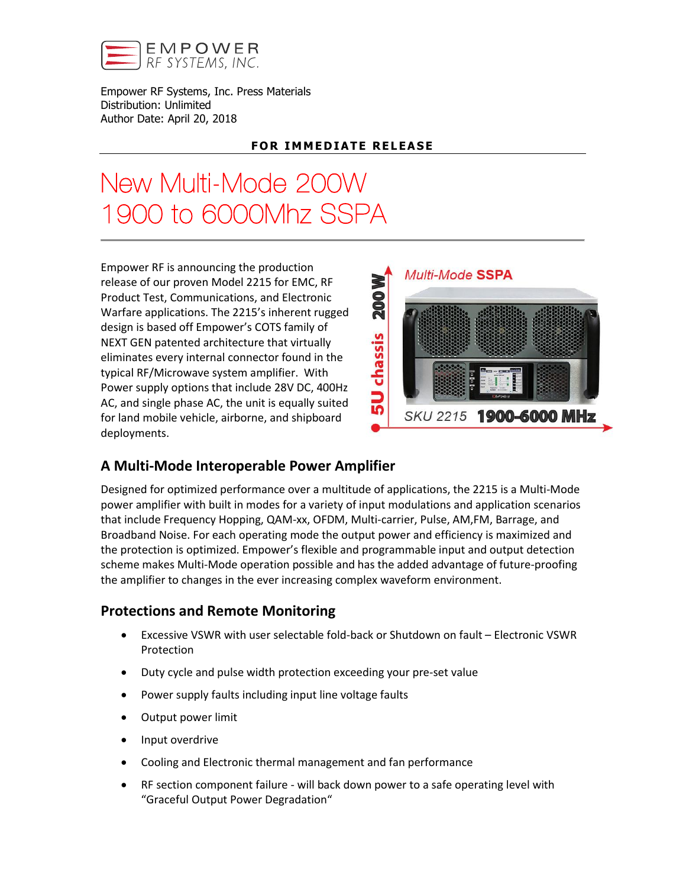EMPOWER
RF SYSTEMS, INC.

Empower RF Systems, Inc. Press Materials
Distribution: Unlimited
Author Date: April 20, 2018

**FOR IMMEDIATE RELEASE**

# New Multi-Mode 200W 1900 to 6000Mhz SSPA

Empower RF is announcing the production release of our proven Model 2215 for EMC, RF Product Test, Communications, and Electronic Warfare applications. The 2215's inherent rugged design is based off Empower's COTS family of NEXT GEN patented architecture that virtually eliminates every internal connector found in the typical RF/Microwave system amplifier. With Power supply options that include 28V DC, 400Hz AC, and single phase AC, the unit is equally suited for land mobile vehicle, airborne, and shipboard deployments.

Multi-Mode **SSPA**

5U chassis 200W

SKU 2215 **1900-6000 MHz**

## A Multi-Mode Interoperable Power Amplifier

Designed for optimized performance over a multitude of applications, the 2215 is a Multi-Mode power amplifier with built in modes for a variety of input modulations and application scenarios that include Frequency Hopping, QAM-xx, OFDM, Multi-carrier, Pulse, AM,FM, Barrage, and Broadband Noise. For each operating mode the output power and efficiency is maximized and the protection is optimized. Empower's flexible and programmable input and output detection scheme makes Multi-Mode operation possible and has the added advantage of future-proofing the amplifier to changes in the ever increasing complex waveform environment.

## Protections and Remote Monitoring

- Excessive VSWR with user selectable fold-back or Shutdown on fault – Electronic VSWR Protection
- Duty cycle and pulse width protection exceeding your pre-set value
- Power supply faults including input line voltage faults
- Output power limit
- Input overdrive
- Cooling and Electronic thermal management and fan performance
- RF section component failure - will back down power to a safe operating level with "Graceful Output Power Degradation"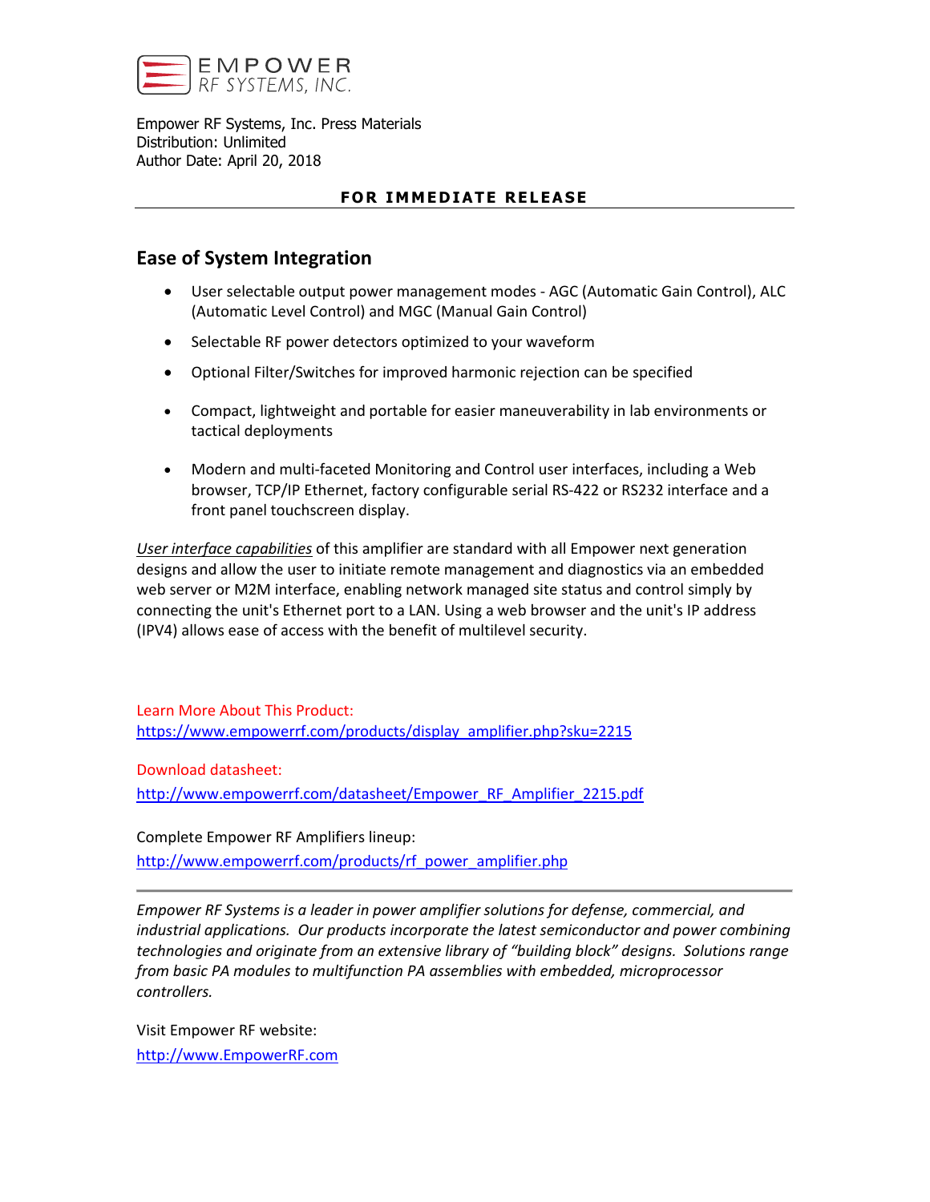Empower RF Systems, Inc. Press Materials
Distribution: Unlimited
Author Date: April 20, 2018

**FOR IMMEDIATE RELEASE**

## Ease of System Integration

- User selectable output power management modes - AGC (Automatic Gain Control), ALC (Automatic Level Control) and MGC (Manual Gain Control)
- Selectable RF power detectors optimized to your waveform
- Optional Filter/Switches for improved harmonic rejection can be specified
- Compact, lightweight and portable for easier maneuverability in lab environments or tactical deployments
- Modern and multi-faceted Monitoring and Control user interfaces, including a Web browser, TCP/IP Ethernet, factory configurable serial RS-422 or RS232 interface and a front panel touchscreen display.

*User interface capabilities* of this amplifier are standard with all Empower next generation designs and allow the user to initiate remote management and diagnostics via an embedded web server or M2M interface, enabling network managed site status and control simply by connecting the unit's Ethernet port to a LAN. Using a web browser and the unit's IP address (IPV4) allows ease of access with the benefit of multilevel security.

Learn More About This Product:
https://www.empowerrf.com/products/display_amplifier.php?sku=2215

Download datasheet:
http://www.empowerrf.com/datasheet/Empower_RF_Amplifier_2215.pdf

Complete Empower RF Amplifiers lineup:
http://www.empowerrf.com/products/rf_power_amplifier.php

---

*Empower RF Systems is a leader in power amplifier solutions for defense, commercial, and industrial applications. Our products incorporate the latest semiconductor and power combining technologies and originate from an extensive library of "building block" designs. Solutions range from basic PA modules to multifunction PA assemblies with embedded, microprocessor controllers.*

Visit Empower RF website:
http://www.EmpowerRF.com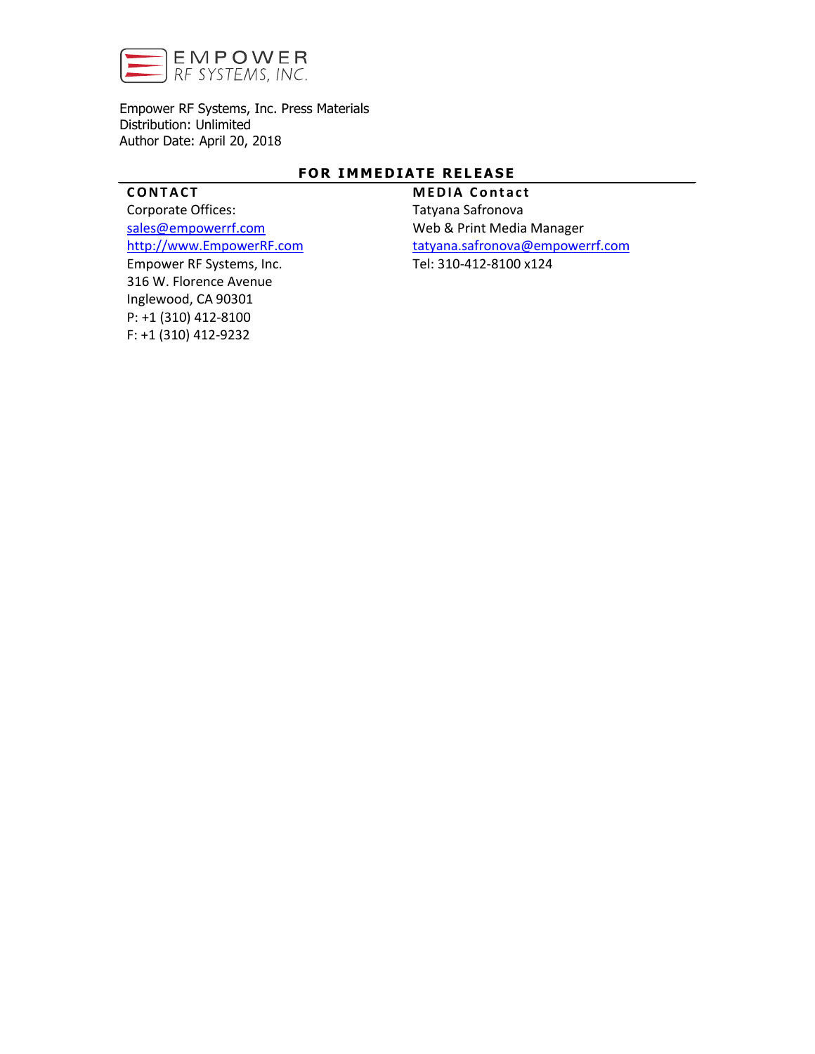EMPOWER
RF SYSTEMS, INC.

Empower RF Systems, Inc. Press Materials
Distribution: Unlimited
Author Date: April 20, 2018

**FOR IMMEDIATE RELEASE**

**CONTACT**
Corporate Offices:
sales@empowerrf.com
http://www.EmpowerRF.com
Empower RF Systems, Inc.
316 W. Florence Avenue
Inglewood, CA 90301
P: +1 (310) 412-8100
F: +1 (310) 412-9232

**MEDIA Contact**
Tatyana Safronova
Web & Print Media Manager
tatyana.safronova@empowerrf.com
Tel: 310-412-8100 x124